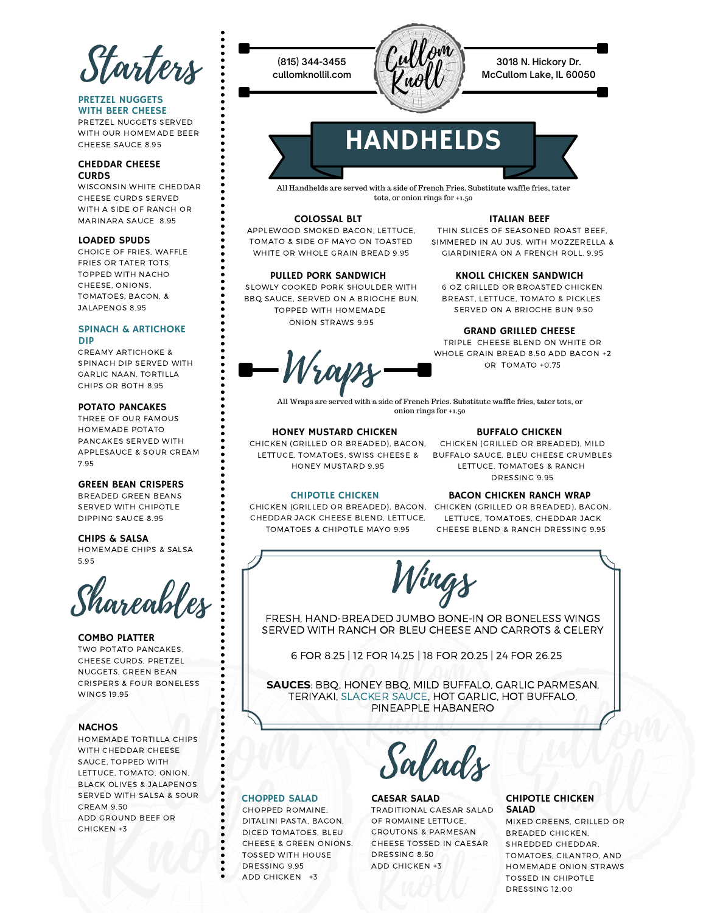# Cullom Knoll

(815) 344-3455
cullomknollil.com

3018 N. Hickory Dr.
McCullom Lake, IL 60050

## Starters

**PRETZEL NUGGETS WITH BEER CHEESE**
PRETZEL NUGGETS SERVED WITH OUR HOMEMADE BEER CHEESE SAUCE 8.95

**CHEDDAR CHEESE CURDS**
WISCONSIN WHITE CHEDDAR CHEESE CURDS SERVED WITH A SIDE OF RANCH OR MARINARA SAUCE 8.95

**LOADED SPUDS**
CHOICE OF FRIES, WAFFLE FRIES OR TATER TOTS, TOPPED WITH NACHO CHEESE, ONIONS, TOMATOES, BACON, & JALAPENOS 8.95

**SPINACH & ARTICHOKE DIP**
CREAMY ARTICHOKE & SPINACH DIP SERVED WITH GARLIC NAAN, TORTILLA CHIPS OR BOTH 8.95

**POTATO PANCAKES**
THREE OF OUR FAMOUS HOMEMADE POTATO PANCAKES SERVED WITH APPLESAUCE & SOUR CREAM 7.95

**GREEN BEAN CRISPERS**
BREADED GREEN BEANS SERVED WITH CHIPOTLE DIPPING SAUCE 8.95

**CHIPS & SALSA**
HOMEMADE CHIPS & SALSA 5.95

## Shareables

**COMBO PLATTER**
TWO POTATO PANCAKES, CHEESE CURDS, PRETZEL NUGGETS, GREEN BEAN CRISPERS & FOUR BONELESS WINGS 19.95

**NACHOS**
HOMEMADE TORTILLA CHIPS WITH CHEDDAR CHEESE SAUCE, TOPPED WITH LETTUCE, TOMATO, ONION, BLACK OLIVES & JALAPENOS SERVED WITH SALSA & SOUR CREAM 9.50
ADD GROUND BEEF OR CHICKEN +3

## HANDHELDS

All Handhelds are served with a side of French Fries. Substitute waffle fries, tater tots, or onion rings for +1.50

**COLOSSAL BLT**
APPLEWOOD SMOKED BACON, LETTUCE, TOMATO & SIDE OF MAYO ON TOASTED WHITE OR WHOLE GRAIN BREAD 9.95

**PULLED PORK SANDWICH**
SLOWLY COOKED PORK SHOULDER WITH BBQ SAUCE, SERVED ON A BRIOCHE BUN, TOPPED WITH HOMEMADE ONION STRAWS 9.95

**ITALIAN BEEF**
THIN SLICES OF SEASONED ROAST BEEF, SIMMERED IN AU JUS, WITH MOZZERELLA & GIARDINIERA ON A FRENCH ROLL. 9.95

**KNOLL CHICKEN SANDWICH**
6 OZ GRILLED OR BROASTED CHICKEN BREAST, LETTUCE, TOMATO & PICKLES SERVED ON A BRIOCHE BUN 9.50

**GRAND GRILLED CHEESE**
TRIPLE CHEESE BLEND ON WHITE OR WHOLE GRAIN BREAD 8.50 ADD BACON +2 OR TOMATO +0.75

## Wraps

All Wraps are served with a side of French Fries. Substitute waffle fries, tater tots, or onion rings for +1.50

**HONEY MUSTARD CHICKEN**
CHICKEN (GRILLED OR BREADED), BACON, LETTUCE, TOMATOES, SWISS CHEESE & HONEY MUSTARD 9.95

**CHIPOTLE CHICKEN**
CHICKEN (GRILLED OR BREADED), BACON, CHEDDAR JACK CHEESE BLEND, LETTUCE, TOMATOES & CHIPOTLE MAYO 9.95

**BUFFALO CHICKEN**
CHICKEN (GRILLED OR BREADED), MILD BUFFALO SAUCE, BLEU CHEESE CRUMBLES LETTUCE, TOMATOES & RANCH DRESSING 9.95

**BACON CHICKEN RANCH WRAP**
CHICKEN (GRILLED OR BREADED), BACON, LETTUCE, TOMATOES, CHEDDAR JACK CHEESE BLEND & RANCH DRESSING 9.95

## Wings

FRESH, HAND-BREADED JUMBO BONE-IN OR BONELESS WINGS SERVED WITH RANCH OR BLEU CHEESE AND CARROTS & CELERY

6 FOR 8.25 | 12 FOR 14.25 | 18 FOR 20.25 | 24 FOR 26.25

**SAUCES**: BBQ, HONEY BBQ, MILD BUFFALO, GARLIC PARMESAN, TERIYAKI, SLACKER SAUCE, HOT GARLIC, HOT BUFFALO, PINEAPPLE HABANERO

## Salads

**CHOPPED SALAD**
CHOPPED ROMAINE, DITALINI PASTA, BACON, DICED TOMATOES, BLEU CHEESE & GREEN ONIONS, TOSSED WITH HOUSE DRESSING 9.95
ADD CHICKEN +3

**CAESAR SALAD**
TRADITIONAL CAESAR SALAD OF ROMAINE LETTUCE, CROUTONS & PARMESAN CHEESE TOSSED IN CAESAR DRESSING 8.50
ADD CHICKEN +3

**CHIPOTLE CHICKEN SALAD**
MIXED GREENS, GRILLED OR BREADED CHICKEN, SHREDDED CHEDDAR, TOMATOES, CILANTRO, AND HOMEMADE ONION STRAWS TOSSED IN CHIPOTLE DRESSING 12.00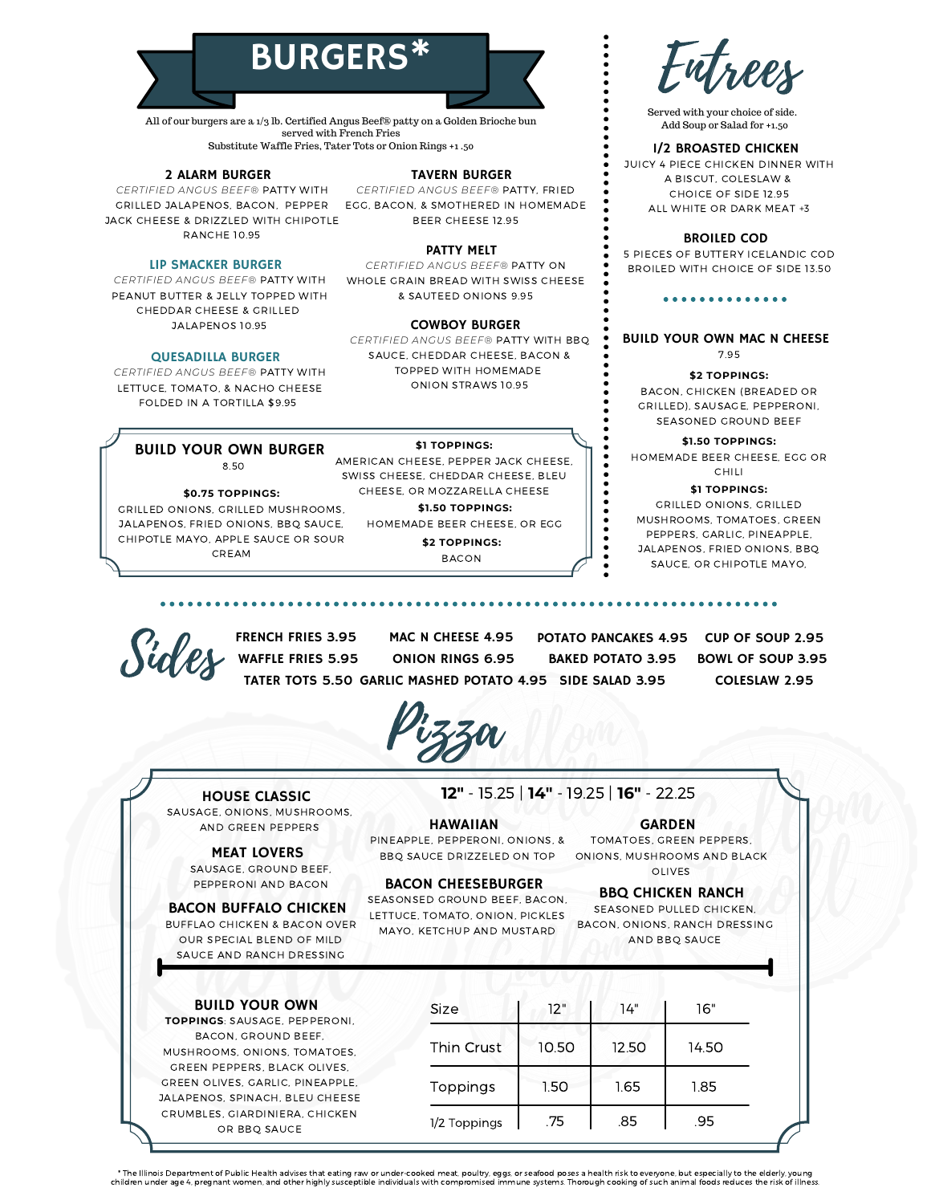# BURGERS*

All of our burgers are a 1/3 lb. Certified Angus Beef® patty on a Golden Brioche bun served with French Fries
Substitute Waffle Fries, Tater Tots or Onion Rings +1 .50

### 2 ALARM BURGER
*CERTIFIED ANGUS BEEF®* PATTY WITH GRILLED JALAPENOS, BACON, PEPPER JACK CHEESE & DRIZZLED WITH CHIPOTLE RANCHE 10.95

### LIP SMACKER BURGER
*CERTIFIED ANGUS BEEF®* PATTY WITH PEANUT BUTTER & JELLY TOPPED WITH CHEDDAR CHEESE & GRILLED JALAPENOS 10.95

### QUESADILLA BURGER
*CERTIFIED ANGUS BEEF®* PATTY WITH LETTUCE, TOMATO, & NACHO CHEESE FOLDED IN A TORTILLA $9.95

### TAVERN BURGER
*CERTIFIED ANGUS BEEF®* PATTY, FRIED EGG, BACON, & SMOTHERED IN HOMEMADE BEER CHEESE 12.95

### PATTY MELT
*CERTIFIED ANGUS BEEF®* PATTY ON WHOLE GRAIN BREAD WITH SWISS CHEESE & SAUTEED ONIONS 9.95

### COWBOY BURGER
*CERTIFIED ANGUS BEEF®* PATTY WITH BBQ SAUCE, CHEDDAR CHEESE, BACON & TOPPED WITH HOMEMADE ONION STRAWS 10.95

### BUILD YOUR OWN BURGER
8.50

**$0.75 TOPPINGS:**
GRILLED ONIONS, GRILLED MUSHROOMS, JALAPENOS, FRIED ONIONS, BBQ SAUCE, CHIPOTLE MAYO, APPLE SAUCE OR SOUR CREAM

**$1 TOPPINGS:**
AMERICAN CHEESE, PEPPER JACK CHEESE, SWISS CHEESE, CHEDDAR CHEESE, BLEU CHEESE, OR MOZZARELLA CHEESE

**$1.50 TOPPINGS:**
HOMEMADE BEER CHEESE, OR EGG

**$2 TOPPINGS:**
BACON

# Entrees

Served with your choice of side.
Add Soup or Salad for +1.50

### 1/2 BROASTED CHICKEN
JUICY 4 PIECE CHICKEN DINNER WITH A BISCUT, COLESLAW & CHOICE OF SIDE 12.95
ALL WHITE OR DARK MEAT +3

### BROILED COD
5 PIECES OF BUTTERY ICELANDIC COD BROILED WITH CHOICE OF SIDE 13.50

### BUILD YOUR OWN MAC N CHEESE
7.95

**$2 TOPPINGS:**
BACON, CHICKEN (BREADED OR GRILLED), SAUSAGE, PEPPERONI, SEASONED GROUND BEEF

**$1.50 TOPPINGS:**
HOMEMADE BEER CHEESE, EGG OR CHILI

**$1 TOPPINGS:**
GRILLED ONIONS, GRILLED MUSHROOMS, TOMATOES, GREEN PEPPERS, GARLIC, PINEAPPLE, JALAPENOS, FRIED ONIONS, BBQ SAUCE, OR CHIPOTLE MAYO.

# Sides

FRENCH FRIES 3.95
WAFFLE FRIES 5.95
TATER TOTS 5.50
MAC N CHEESE 4.95
ONION RINGS 6.95
GARLIC MASHED POTATO 4.95
POTATO PANCAKES 4.95
BAKED POTATO 3.95
SIDE SALAD 3.95
CUP OF SOUP 2.95
BOWL OF SOUP 3.95
COLESLAW 2.95

# Pizza

**12"** - 15.25 | **14"** - 19.25 | **16"** - 22.25

### HOUSE CLASSIC
SAUSAGE, ONIONS, MUSHROOMS, AND GREEN PEPPERS

### MEAT LOVERS
SAUSAGE, GROUND BEEF, PEPPERONI AND BACON

### BACON BUFFALO CHICKEN
BUFFLAO CHICKEN & BACON OVER OUR SPECIAL BLEND OF MILD SAUCE AND RANCH DRESSING

### HAWAIIAN
PINEAPPLE, PEPPERONI, ONIONS, & BBQ SAUCE DRIZZELED ON TOP

### BACON CHEESEBURGER
SEASONSED GROUND BEEF, BACON, LETTUCE, TOMATO, ONION, PICKLES MAYO, KETCHUP AND MUSTARD

### GARDEN
TOMATOES, GREEN PEPPERS, ONIONS, MUSHROOMS AND BLACK OLIVES

### BBQ CHICKEN RANCH
SEASONED PULLED CHICKEN, BACON, ONIONS, RANCH DRESSING AND BBQ SAUCE

### BUILD YOUR OWN
**TOPPINGS**: SAUSAGE, PEPPERONI, BACON, GROUND BEEF, MUSHROOMS, ONIONS, TOMATOES, GREEN PEPPERS, BLACK OLIVES, GREEN OLIVES, GARLIC, PINEAPPLE, JALAPENOS, SPINACH, BLEU CHEESE CRUMBLES, GIARDINIERA, CHICKEN OR BBQ SAUCE

| Size | 12" | 14" | 16" |
|---|---|---|---|
| Thin Crust | 10.50 | 12.50 | 14.50 |
| Toppings | 1.50 | 1.65 | 1.85 |
| 1/2 Toppings | .75 | .85 | .95 |

* The Illinois Department of Public Health advises that eating raw or under-cooked meat, poultry, eggs, or seafood poses a health risk to everyone, but especially to the elderly, young children under age 4, pregnant women, and other highly susceptible individuals with compromised immune systems. Thorough cooking of such animal foods reduces the risk of illness.